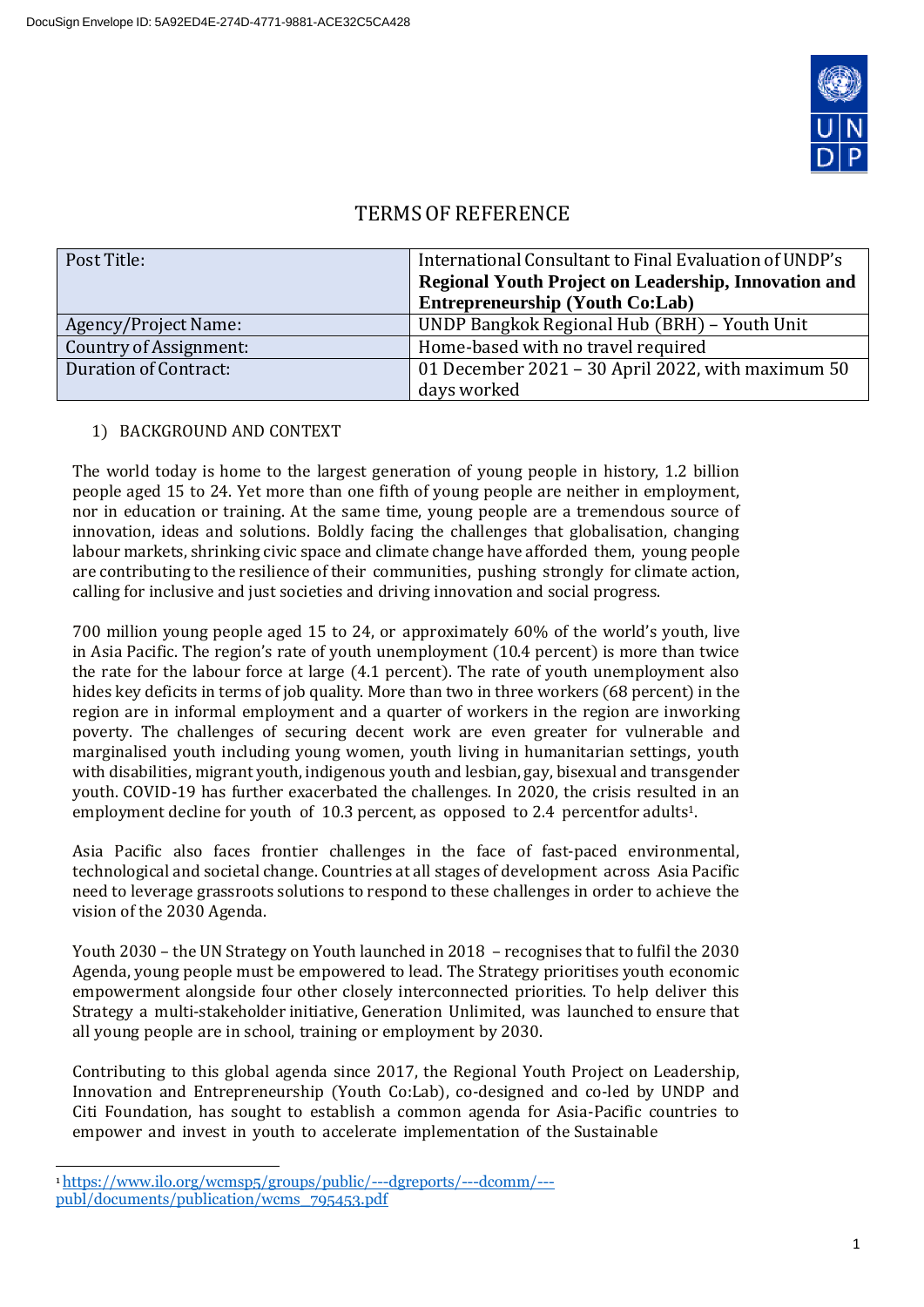DocuSign Envelope ID: 5A92ED4E-274D-4771-9881-ACE32C5CA428

# TERMS OF REFERENCE

| Post Title: | International Consultant to Final Evaluation of UNDP's **Regional Youth Project on Leadership, Innovation and Entrepreneurship (Youth Co:Lab)** |
|---|---|
| Agency/Project Name: | UNDP Bangkok Regional Hub (BRH) – Youth Unit |
| Country of Assignment: | Home-based with no travel required |
| Duration of Contract: | 01 December 2021 – 30 April 2022, with maximum 50 days worked |

## 1) BACKGROUND AND CONTEXT

The world today is home to the largest generation of young people in history, 1.2 billion people aged 15 to 24. Yet more than one fifth of young people are neither in employment, nor in education or training. At the same time, young people are a tremendous source of innovation, ideas and solutions. Boldly facing the challenges that globalisation, changing labour markets, shrinking civic space and climate change have afforded them, young people are contributing to the resilience of their communities, pushing strongly for climate action, calling for inclusive and just societies and driving innovation and social progress.

700 million young people aged 15 to 24, or approximately 60% of the world's youth, live in Asia Pacific. The region's rate of youth unemployment (10.4 percent) is more than twice the rate for the labour force at large (4.1 percent). The rate of youth unemployment also hides key deficits in terms of job quality. More than two in three workers (68 percent) in the region are in informal employment and a quarter of workers in the region are inworking poverty. The challenges of securing decent work are even greater for vulnerable and marginalised youth including young women, youth living in humanitarian settings, youth with disabilities, migrant youth, indigenous youth and lesbian, gay, bisexual and transgender youth. COVID-19 has further exacerbated the challenges. In 2020, the crisis resulted in an employment decline for youth of 10.3 percent, as opposed to 2.4 percentfor adults[1].

Asia Pacific also faces frontier challenges in the face of fast-paced environmental, technological and societal change. Countries at all stages of development across Asia Pacific need to leverage grassroots solutions to respond to these challenges in order to achieve the vision of the 2030 Agenda.

Youth 2030 – the UN Strategy on Youth launched in 2018 – recognises that to fulfil the 2030 Agenda, young people must be empowered to lead. The Strategy prioritises youth economic empowerment alongside four other closely interconnected priorities. To help deliver this Strategy a multi-stakeholder initiative, Generation Unlimited, was launched to ensure that all young people are in school, training or employment by 2030.

Contributing to this global agenda since 2017, the Regional Youth Project on Leadership, Innovation and Entrepreneurship (Youth Co:Lab), co-designed and co-led by UNDP and Citi Foundation, has sought to establish a common agenda for Asia-Pacific countries to empower and invest in youth to accelerate implementation of the Sustainable

---

[1] https://www.ilo.org/wcmsp5/groups/public/---dgreports/---dcomm/---publ/documents/publication/wcms_795453.pdf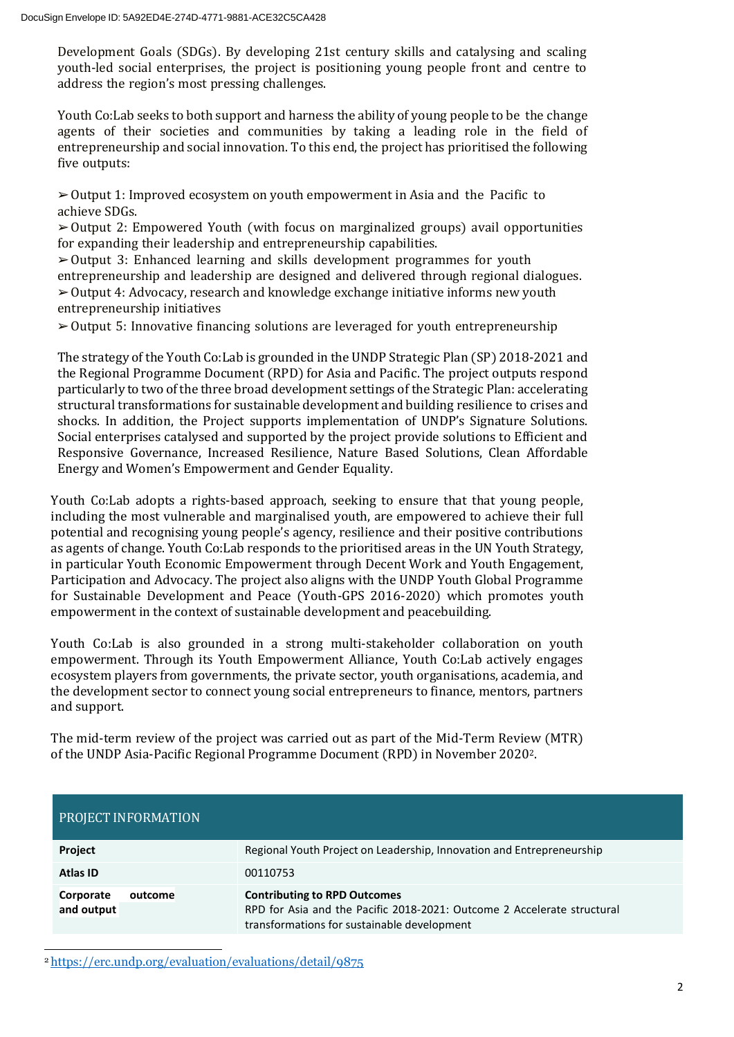Development Goals (SDGs). By developing 21st century skills and catalysing and scaling youth-led social enterprises, the project is positioning young people front and centre to address the region's most pressing challenges.

Youth Co:Lab seeks to both support and harness the ability of young people to be the change agents of their societies and communities by taking a leading role in the field of entrepreneurship and social innovation. To this end, the project has prioritised the following five outputs:

➢ Output 1: Improved ecosystem on youth empowerment in Asia and the Pacific to achieve SDGs.
➢ Output 2: Empowered Youth (with focus on marginalized groups) avail opportunities for expanding their leadership and entrepreneurship capabilities.
➢ Output 3: Enhanced learning and skills development programmes for youth entrepreneurship and leadership are designed and delivered through regional dialogues.
➢ Output 4: Advocacy, research and knowledge exchange initiative informs new youth entrepreneurship initiatives
➢ Output 5: Innovative financing solutions are leveraged for youth entrepreneurship

The strategy of the Youth Co:Lab is grounded in the UNDP Strategic Plan (SP) 2018-2021 and the Regional Programme Document (RPD) for Asia and Pacific. The project outputs respond particularly to two of the three broad development settings of the Strategic Plan: accelerating structural transformations for sustainable development and building resilience to crises and shocks. In addition, the Project supports implementation of UNDP's Signature Solutions. Social enterprises catalysed and supported by the project provide solutions to Efficient and Responsive Governance, Increased Resilience, Nature Based Solutions, Clean Affordable Energy and Women's Empowerment and Gender Equality.

Youth Co:Lab adopts a rights-based approach, seeking to ensure that that young people, including the most vulnerable and marginalised youth, are empowered to achieve their full potential and recognising young people's agency, resilience and their positive contributions as agents of change. Youth Co:Lab responds to the prioritised areas in the UN Youth Strategy, in particular Youth Economic Empowerment through Decent Work and Youth Engagement, Participation and Advocacy. The project also aligns with the UNDP Youth Global Programme for Sustainable Development and Peace (Youth-GPS 2016-2020) which promotes youth empowerment in the context of sustainable development and peacebuilding.

Youth Co:Lab is also grounded in a strong multi-stakeholder collaboration on youth empowerment. Through its Youth Empowerment Alliance, Youth Co:Lab actively engages ecosystem players from governments, the private sector, youth organisations, academia, and the development sector to connect young social entrepreneurs to finance, mentors, partners and support.

The mid-term review of the project was carried out as part of the Mid-Term Review (MTR) of the UNDP Asia-Pacific Regional Programme Document (RPD) in November 2020[2].

| PROJECT INFORMATION | |
|---|---|
| **Project** | Regional Youth Project on Leadership, Innovation and Entrepreneurship |
| **Atlas ID** | 00110753 |
| **Corporate outcome and output** | **Contributing to RPD Outcomes**<br>RPD for Asia and the Pacific 2018-2021: Outcome 2 Accelerate structural transformations for sustainable development |

[2] https://erc.undp.org/evaluation/evaluations/detail/9875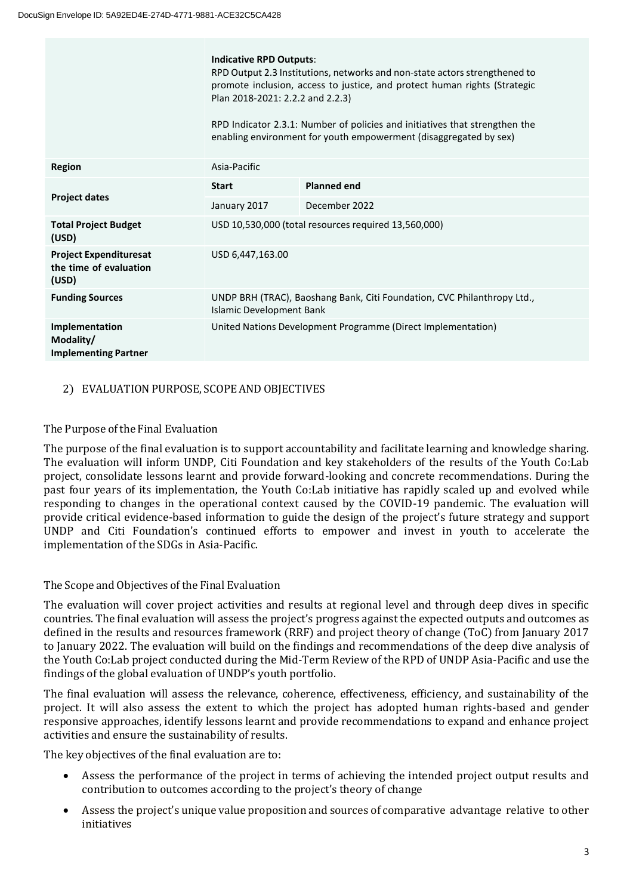| | | |
|---|---|---|
| | **Indicative RPD Outputs**:<br>RPD Output 2.3 Institutions, networks and non-state actors strengthened to promote inclusion, access to justice, and protect human rights (Strategic Plan 2018-2021: 2.2.2 and 2.2.3)<br><br>RPD Indicator 2.3.1: Number of policies and initiatives that strengthen the enabling environment for youth empowerment (disaggregated by sex) | |
| **Region** | Asia-Pacific | |
| **Project dates** | **Start** | **Planned end** |
| | January 2017 | December 2022 |
| **Total Project Budget (USD)** | USD 10,530,000 (total resources required 13,560,000) | |
| **Project Expendituresat the time of evaluation (USD)** | USD 6,447,163.00 | |
| **Funding Sources** | UNDP BRH (TRAC), Baoshang Bank, Citi Foundation, CVC Philanthropy Ltd., Islamic Development Bank | |
| **Implementation Modality/ Implementing Partner** | United Nations Development Programme (Direct Implementation) | |

## 2) EVALUATION PURPOSE, SCOPE AND OBJECTIVES

### The Purpose of the Final Evaluation

The purpose of the final evaluation is to support accountability and facilitate learning and knowledge sharing. The evaluation will inform UNDP, Citi Foundation and key stakeholders of the results of the Youth Co:Lab project, consolidate lessons learnt and provide forward-looking and concrete recommendations. During the past four years of its implementation, the Youth Co:Lab initiative has rapidly scaled up and evolved while responding to changes in the operational context caused by the COVID-19 pandemic. The evaluation will provide critical evidence-based information to guide the design of the project's future strategy and support UNDP and Citi Foundation's continued efforts to empower and invest in youth to accelerate the implementation of the SDGs in Asia-Pacific.

### The Scope and Objectives of the Final Evaluation

The evaluation will cover project activities and results at regional level and through deep dives in specific countries. The final evaluation will assess the project's progress against the expected outputs and outcomes as defined in the results and resources framework (RRF) and project theory of change (ToC) from January 2017 to January 2022. The evaluation will build on the findings and recommendations of the deep dive analysis of the Youth Co:Lab project conducted during the Mid-Term Review of the RPD of UNDP Asia-Pacific and use the findings of the global evaluation of UNDP's youth portfolio.

The final evaluation will assess the relevance, coherence, effectiveness, efficiency, and sustainability of the project. It will also assess the extent to which the project has adopted human rights-based and gender responsive approaches, identify lessons learnt and provide recommendations to expand and enhance project activities and ensure the sustainability of results.

The key objectives of the final evaluation are to:

- Assess the performance of the project in terms of achieving the intended project output results and contribution to outcomes according to the project's theory of change
- Assess the project's unique value proposition and sources of comparative advantage relative to other initiatives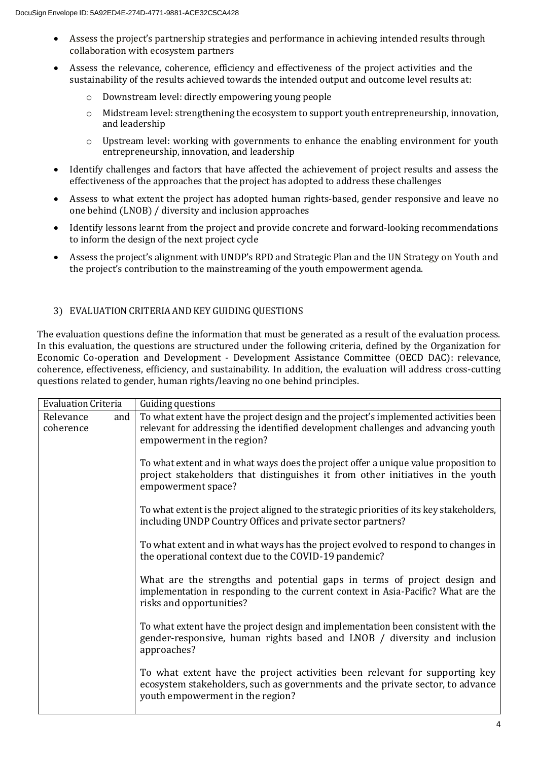- Assess the project's partnership strategies and performance in achieving intended results through collaboration with ecosystem partners
- Assess the relevance, coherence, efficiency and effectiveness of the project activities and the sustainability of the results achieved towards the intended output and outcome level results at:
    - Downstream level: directly empowering young people
    - Midstream level: strengthening the ecosystem to support youth entrepreneurship, innovation, and leadership
    - Upstream level: working with governments to enhance the enabling environment for youth entrepreneurship, innovation, and leadership
- Identify challenges and factors that have affected the achievement of project results and assess the effectiveness of the approaches that the project has adopted to address these challenges
- Assess to what extent the project has adopted human rights-based, gender responsive and leave no one behind (LNOB) / diversity and inclusion approaches
- Identify lessons learnt from the project and provide concrete and forward-looking recommendations to inform the design of the next project cycle
- Assess the project's alignment with UNDP's RPD and Strategic Plan and the UN Strategy on Youth and the project's contribution to the mainstreaming of the youth empowerment agenda.

## 3) EVALUATION CRITERIA AND KEY GUIDING QUESTIONS

The evaluation questions define the information that must be generated as a result of the evaluation process. In this evaluation, the questions are structured under the following criteria, defined by the Organization for Economic Co-operation and Development - Development Assistance Committee (OECD DAC): relevance, coherence, effectiveness, efficiency, and sustainability. In addition, the evaluation will address cross-cutting questions related to gender, human rights/leaving no one behind principles.

| Evaluation Criteria | Guiding questions |
|---|---|
| Relevance and coherence | To what extent have the project design and the project's implemented activities been relevant for addressing the identified development challenges and advancing youth empowerment in the region?<br><br>To what extent and in what ways does the project offer a unique value proposition to project stakeholders that distinguishes it from other initiatives in the youth empowerment space?<br><br>To what extent is the project aligned to the strategic priorities of its key stakeholders, including UNDP Country Offices and private sector partners?<br><br>To what extent and in what ways has the project evolved to respond to changes in the operational context due to the COVID-19 pandemic?<br><br>What are the strengths and potential gaps in terms of project design and implementation in responding to the current context in Asia-Pacific? What are the risks and opportunities?<br><br>To what extent have the project design and implementation been consistent with the gender-responsive, human rights based and LNOB / diversity and inclusion approaches?<br><br>To what extent have the project activities been relevant for supporting key ecosystem stakeholders, such as governments and the private sector, to advance youth empowerment in the region? |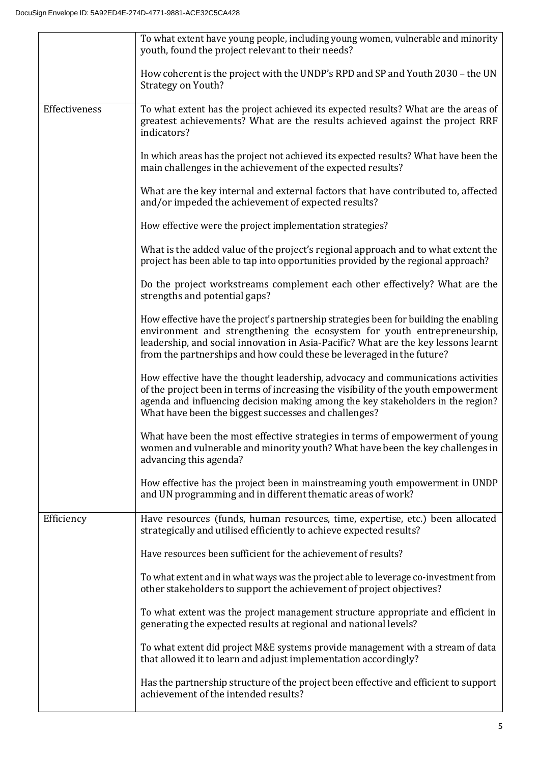| | |
|---|---|
| | To what extent have young people, including young women, vulnerable and minority youth, found the project relevant to their needs?<br><br>How coherent is the project with the UNDP's RPD and SP and Youth 2030 – the UN Strategy on Youth? |
| Effectiveness | To what extent has the project achieved its expected results? What are the areas of greatest achievements? What are the results achieved against the project RRF indicators?<br><br>In which areas has the project not achieved its expected results? What have been the main challenges in the achievement of the expected results?<br><br>What are the key internal and external factors that have contributed to, affected and/or impeded the achievement of expected results?<br><br>How effective were the project implementation strategies?<br><br>What is the added value of the project's regional approach and to what extent the project has been able to tap into opportunities provided by the regional approach?<br><br>Do the project workstreams complement each other effectively? What are the strengths and potential gaps?<br><br>How effective have the project's partnership strategies been for building the enabling environment and strengthening the ecosystem for youth entrepreneurship, leadership, and social innovation in Asia-Pacific? What are the key lessons learnt from the partnerships and how could these be leveraged in the future?<br><br>How effective have the thought leadership, advocacy and communications activities of the project been in terms of increasing the visibility of the youth empowerment agenda and influencing decision making among the key stakeholders in the region? What have been the biggest successes and challenges?<br><br>What have been the most effective strategies in terms of empowerment of young women and vulnerable and minority youth? What have been the key challenges in advancing this agenda?<br><br>How effective has the project been in mainstreaming youth empowerment in UNDP and UN programming and in different thematic areas of work? |
| Efficiency | Have resources (funds, human resources, time, expertise, etc.) been allocated strategically and utilised efficiently to achieve expected results?<br><br>Have resources been sufficient for the achievement of results?<br><br>To what extent and in what ways was the project able to leverage co-investment from other stakeholders to support the achievement of project objectives?<br><br>To what extent was the project management structure appropriate and efficient in generating the expected results at regional and national levels?<br><br>To what extent did project M&E systems provide management with a stream of data that allowed it to learn and adjust implementation accordingly?<br><br>Has the partnership structure of the project been effective and efficient to support achievement of the intended results? |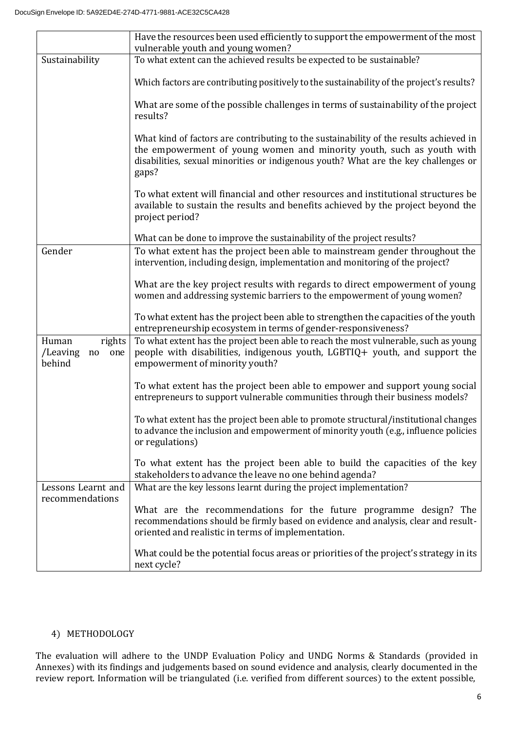| | |
|---|---|
| | Have the resources been used efficiently to support the empowerment of the most vulnerable youth and young women? |
| Sustainability | To what extent can the achieved results be expected to be sustainable?<br><br>Which factors are contributing positively to the sustainability of the project's results?<br><br>What are some of the possible challenges in terms of sustainability of the project results?<br><br>What kind of factors are contributing to the sustainability of the results achieved in the empowerment of young women and minority youth, such as youth with disabilities, sexual minorities or indigenous youth? What are the key challenges or gaps?<br><br>To what extent will financial and other resources and institutional structures be available to sustain the results and benefits achieved by the project beyond the project period?<br><br>What can be done to improve the sustainability of the project results? |
| Gender | To what extent has the project been able to mainstream gender throughout the intervention, including design, implementation and monitoring of the project?<br><br>What are the key project results with regards to direct empowerment of young women and addressing systemic barriers to the empowerment of young women?<br><br>To what extent has the project been able to strengthen the capacities of the youth entrepreneurship ecosystem in terms of gender-responsiveness? |
| Human rights /Leaving no one behind | To what extent has the project been able to reach the most vulnerable, such as young people with disabilities, indigenous youth, LGBTIQ+ youth, and support the empowerment of minority youth?<br><br>To what extent has the project been able to empower and support young social entrepreneurs to support vulnerable communities through their business models?<br><br>To what extent has the project been able to promote structural/institutional changes to advance the inclusion and empowerment of minority youth (e.g., influence policies or regulations)<br><br>To what extent has the project been able to build the capacities of the key stakeholders to advance the leave no one behind agenda? |
| Lessons Learnt and recommendations | What are the key lessons learnt during the project implementation?<br><br>What are the recommendations for the future programme design? The recommendations should be firmly based on evidence and analysis, clear and result-oriented and realistic in terms of implementation.<br><br>What could be the potential focus areas or priorities of the project's strategy in its next cycle? |

4) METHODOLOGY

The evaluation will adhere to the UNDP Evaluation Policy and UNDG Norms & Standards (provided in Annexes) with its findings and judgements based on sound evidence and analysis, clearly documented in the review report. Information will be triangulated (i.e. verified from different sources) to the extent possible,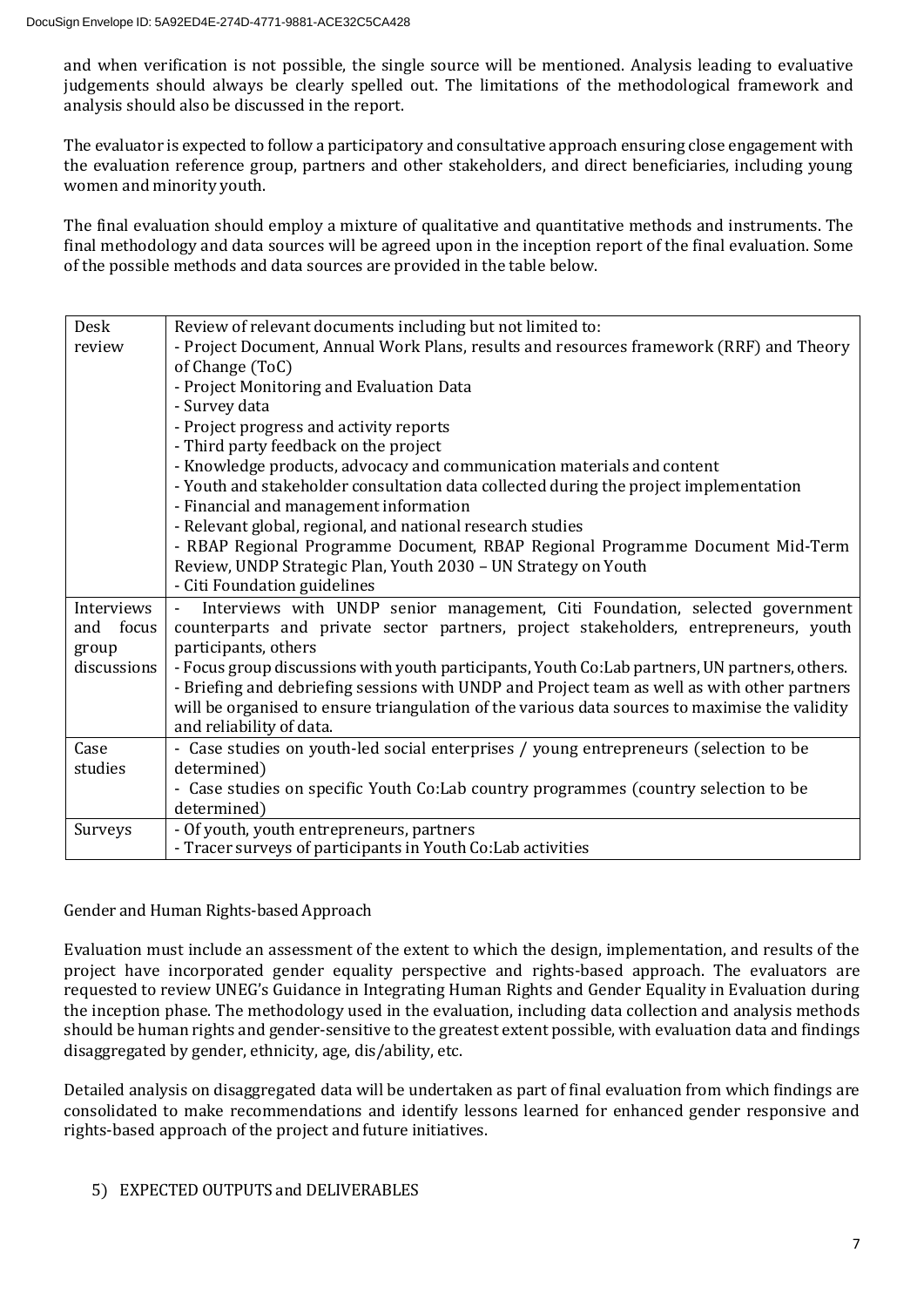and when verification is not possible, the single source will be mentioned. Analysis leading to evaluative judgements should always be clearly spelled out. The limitations of the methodological framework and analysis should also be discussed in the report.

The evaluator is expected to follow a participatory and consultative approach ensuring close engagement with the evaluation reference group, partners and other stakeholders, and direct beneficiaries, including young women and minority youth.

The final evaluation should employ a mixture of qualitative and quantitative methods and instruments. The final methodology and data sources will be agreed upon in the inception report of the final evaluation. Some of the possible methods and data sources are provided in the table below.

| | |
|---|---|
| Desk review | Review of relevant documents including but not limited to:<br>- Project Document, Annual Work Plans, results and resources framework (RRF) and Theory of Change (ToC)<br>- Project Monitoring and Evaluation Data<br>- Survey data<br>- Project progress and activity reports<br>- Third party feedback on the project<br>- Knowledge products, advocacy and communication materials and content<br>- Youth and stakeholder consultation data collected during the project implementation<br>- Financial and management information<br>- Relevant global, regional, and national research studies<br>- RBAP Regional Programme Document, RBAP Regional Programme Document Mid-Term Review, UNDP Strategic Plan, Youth 2030 – UN Strategy on Youth<br>- Citi Foundation guidelines |
| Interviews and focus group discussions | - Interviews with UNDP senior management, Citi Foundation, selected government counterparts and private sector partners, project stakeholders, entrepreneurs, youth participants, others<br>- Focus group discussions with youth participants, Youth Co:Lab partners, UN partners, others.<br>- Briefing and debriefing sessions with UNDP and Project team as well as with other partners will be organised to ensure triangulation of the various data sources to maximise the validity and reliability of data. |
| Case studies | - Case studies on youth-led social enterprises / young entrepreneurs (selection to be determined)<br>- Case studies on specific Youth Co:Lab country programmes (country selection to be determined) |
| Surveys | - Of youth, youth entrepreneurs, partners<br>- Tracer surveys of participants in Youth Co:Lab activities |

Gender and Human Rights-based Approach

Evaluation must include an assessment of the extent to which the design, implementation, and results of the project have incorporated gender equality perspective and rights-based approach. The evaluators are requested to review UNEG's Guidance in Integrating Human Rights and Gender Equality in Evaluation during the inception phase. The methodology used in the evaluation, including data collection and analysis methods should be human rights and gender-sensitive to the greatest extent possible, with evaluation data and findings disaggregated by gender, ethnicity, age, dis/ability, etc.

Detailed analysis on disaggregated data will be undertaken as part of final evaluation from which findings are consolidated to make recommendations and identify lessons learned for enhanced gender responsive and rights-based approach of the project and future initiatives.

## 5) EXPECTED OUTPUTS and DELIVERABLES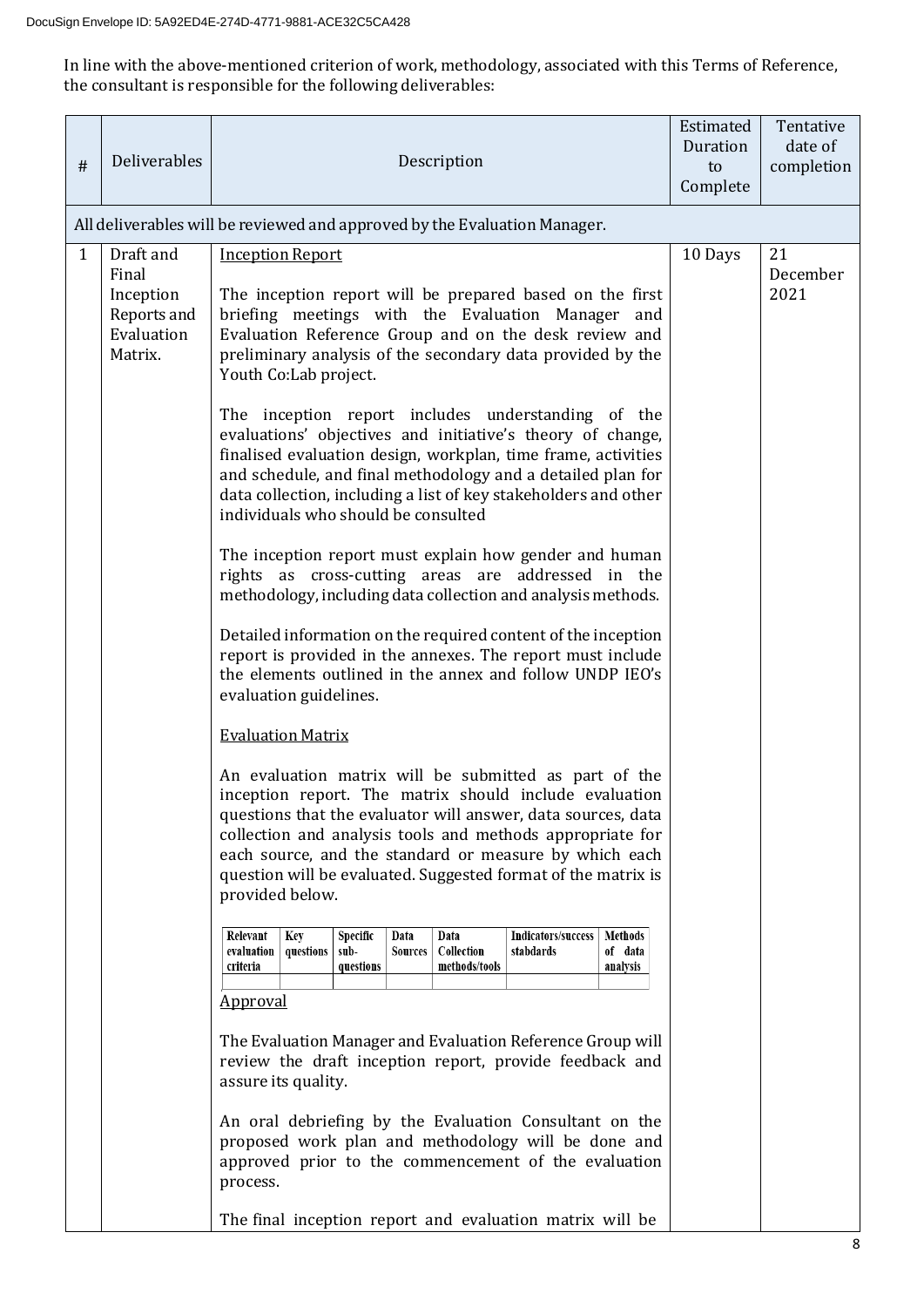In line with the above-mentioned criterion of work, methodology, associated with this Terms of Reference, the consultant is responsible for the following deliverables:

| # | Deliverables | Description | Estimated Duration to Complete | Tentative date of completion |
|---|---|---|---|---|
| All deliverables will be reviewed and approved by the Evaluation Manager. | | | | |
| 1 | Draft and Final Inception Reports and Evaluation Matrix. | <u>Inception Report</u><br><br>The inception report will be prepared based on the first briefing meetings with the Evaluation Manager and Evaluation Reference Group and on the desk review and preliminary analysis of the secondary data provided by the Youth Co:Lab project.<br><br>The inception report includes understanding of the evaluations' objectives and initiative's theory of change, finalised evaluation design, workplan, time frame, activities and schedule, and final methodology and a detailed plan for data collection, including a list of key stakeholders and other individuals who should be consulted<br><br>The inception report must explain how gender and human rights as cross-cutting areas are addressed in the methodology, including data collection and analysis methods.<br><br>Detailed information on the required content of the inception report is provided in the annexes. The report must include the elements outlined in the annex and follow UNDP IEO's evaluation guidelines.<br><br><u>Evaluation Matrix</u><br><br>An evaluation matrix will be submitted as part of the inception report. The matrix should include evaluation questions that the evaluator will answer, data sources, data collection and analysis tools and methods appropriate for each source, and the standard or measure by which each question will be evaluated. Suggested format of the matrix is provided below.<br><br>Relevant evaluation criteria \| Key questions \| Specific sub-questions \| Data Sources \| Data Collection methods/tools \| Indicators/success stabdards \| Methods of data analysis<br><br><u>Approval</u><br><br>The Evaluation Manager and Evaluation Reference Group will review the draft inception report, provide feedback and assure its quality.<br><br>An oral debriefing by the Evaluation Consultant on the proposed work plan and methodology will be done and approved prior to the commencement of the evaluation process.<br><br>The final inception report and evaluation matrix will be | 10 Days | 21 December 2021 |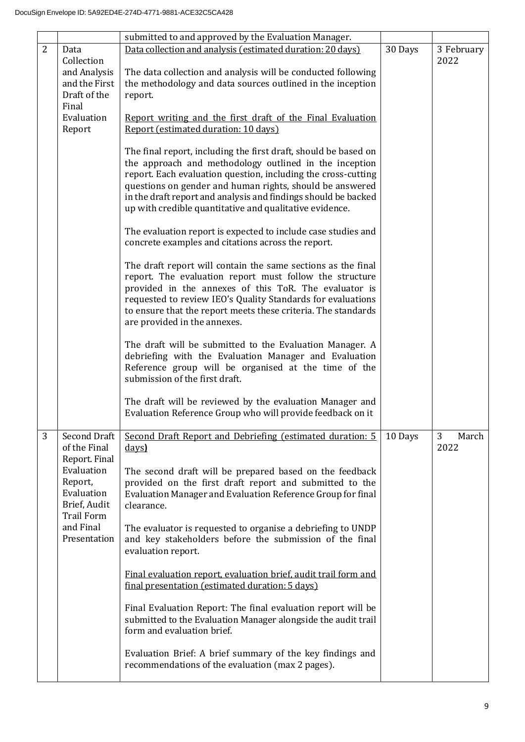|  |  | submitted to and approved by the Evaluation Manager. |  |  |
|---|---|---|---|---|
| 2 | Data Collection and Analysis and the First Draft of the Final Evaluation Report | Data collection and analysis (estimated duration: 20 days)<br><br>The data collection and analysis will be conducted following the methodology and data sources outlined in the inception report.<br><br>Report writing and the first draft of the Final Evaluation Report (estimated duration: 10 days)<br><br>The final report, including the first draft, should be based on the approach and methodology outlined in the inception report. Each evaluation question, including the cross-cutting questions on gender and human rights, should be answered in the draft report and analysis and findings should be backed up with credible quantitative and qualitative evidence.<br><br>The evaluation report is expected to include case studies and concrete examples and citations across the report.<br><br>The draft report will contain the same sections as the final report. The evaluation report must follow the structure provided in the annexes of this ToR. The evaluator is requested to review IEO's Quality Standards for evaluations to ensure that the report meets these criteria. The standards are provided in the annexes.<br><br>The draft will be submitted to the Evaluation Manager. A debriefing with the Evaluation Manager and Evaluation Reference group will be organised at the time of the submission of the first draft.<br><br>The draft will be reviewed by the evaluation Manager and Evaluation Reference Group who will provide feedback on it | 30 Days | 3 February 2022 |
| 3 | Second Draft of the Final Report. Final Evaluation Report, Evaluation Brief, Audit Trail Form and Final Presentation | Second Draft Report and Debriefing (estimated duration: 5 days)<br><br>The second draft will be prepared based on the feedback provided on the first draft report and submitted to the Evaluation Manager and Evaluation Reference Group for final clearance.<br><br>The evaluator is requested to organise a debriefing to UNDP and key stakeholders before the submission of the final evaluation report.<br><br>Final evaluation report, evaluation brief, audit trail form and final presentation (estimated duration: 5 days)<br><br>Final Evaluation Report: The final evaluation report will be submitted to the Evaluation Manager alongside the audit trail form and evaluation brief.<br><br>Evaluation Brief: A brief summary of the key findings and recommendations of the evaluation (max 2 pages). | 10 Days | 3 March 2022 |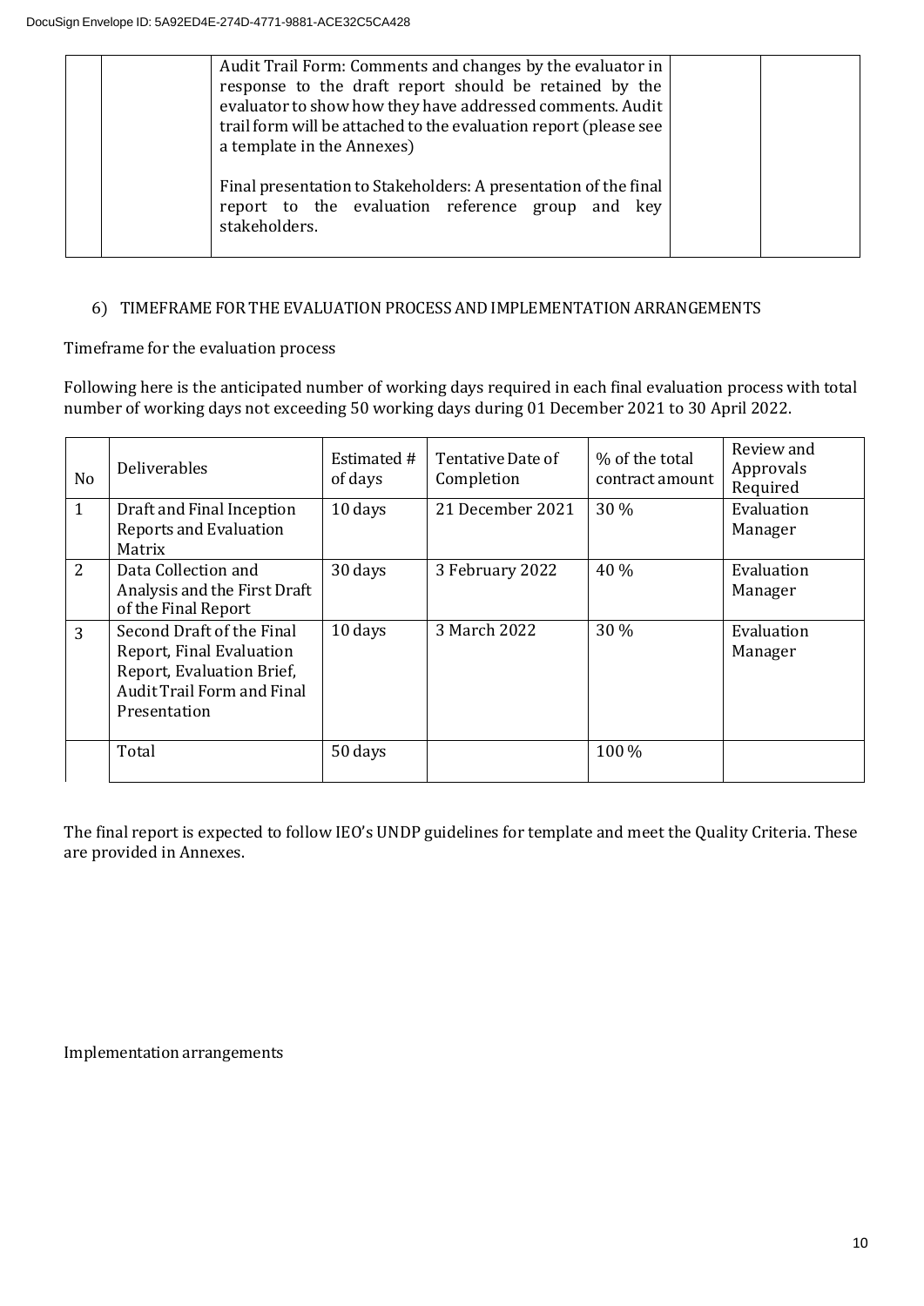| | | Audit Trail Form: Comments and changes by the evaluator in response to the draft report should be retained by the evaluator to show how they have addressed comments. Audit trail form will be attached to the evaluation report (please see a template in the Annexes)<br><br>Final presentation to Stakeholders: A presentation of the final report to the evaluation reference group and key stakeholders. | | |
|---|---|---|---|---|

6) TIMEFRAME FOR THE EVALUATION PROCESS AND IMPLEMENTATION ARRANGEMENTS

Timeframe for the evaluation process

Following here is the anticipated number of working days required in each final evaluation process with total number of working days not exceeding 50 working days during 01 December 2021 to 30 April 2022.

| No | Deliverables | Estimated # of days | Tentative Date of Completion | % of the total contract amount | Review and Approvals Required |
|---|---|---|---|---|---|
| 1 | Draft and Final Inception Reports and Evaluation Matrix | 10 days | 21 December 2021 | 30 % | Evaluation Manager |
| 2 | Data Collection and Analysis and the First Draft of the Final Report | 30 days | 3 February 2022 | 40 % | Evaluation Manager |
| 3 | Second Draft of the Final Report, Final Evaluation Report, Evaluation Brief, Audit Trail Form and Final Presentation | 10 days | 3 March 2022 | 30 % | Evaluation Manager |
| | Total | 50 days | | 100 % | |

The final report is expected to follow IEO's UNDP guidelines for template and meet the Quality Criteria. These are provided in Annexes.

Implementation arrangements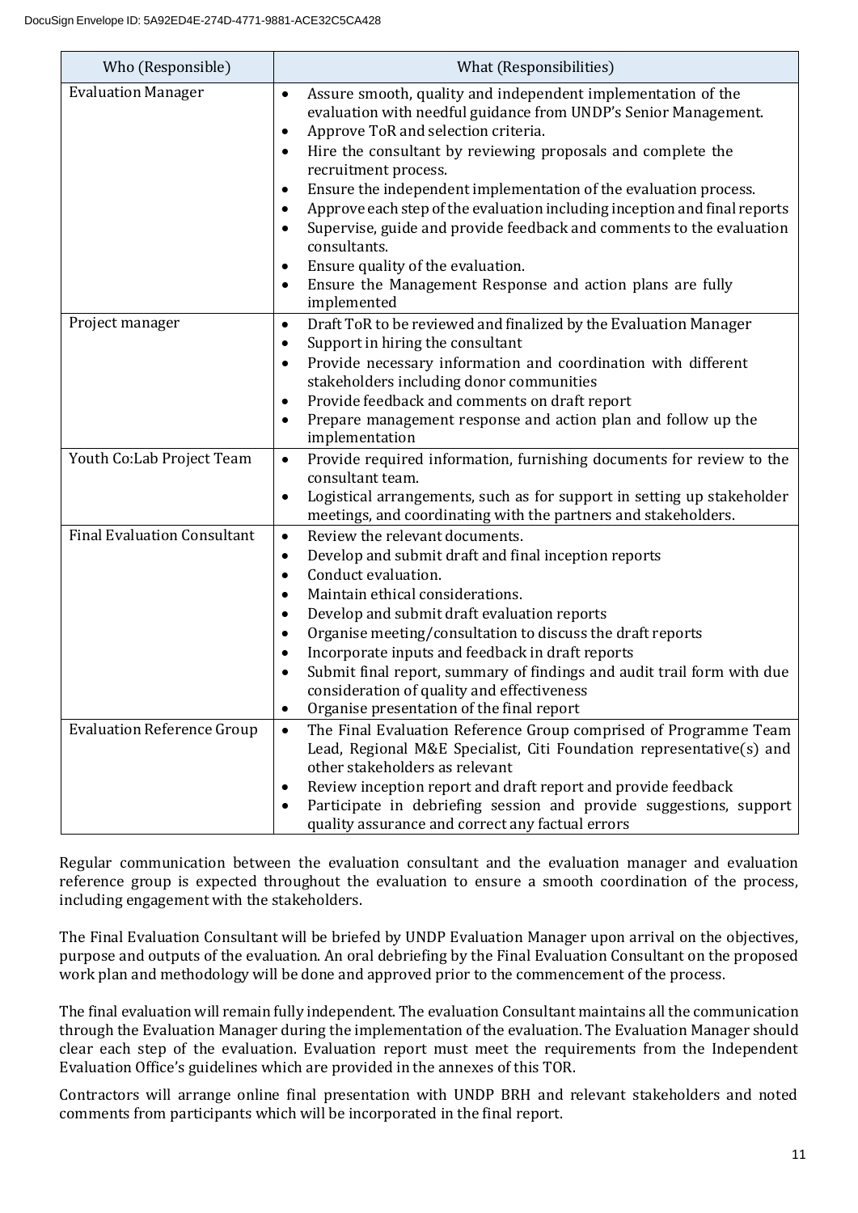| Who (Responsible) | What (Responsibilities) |
|---|---|
| Evaluation Manager | • Assure smooth, quality and independent implementation of the evaluation with needful guidance from UNDP's Senior Management.<br>• Approve ToR and selection criteria.<br>• Hire the consultant by reviewing proposals and complete the recruitment process.<br>• Ensure the independent implementation of the evaluation process.<br>• Approve each step of the evaluation including inception and final reports<br>• Supervise, guide and provide feedback and comments to the evaluation consultants.<br>• Ensure quality of the evaluation.<br>• Ensure the Management Response and action plans are fully implemented |
| Project manager | • Draft ToR to be reviewed and finalized by the Evaluation Manager<br>• Support in hiring the consultant<br>• Provide necessary information and coordination with different stakeholders including donor communities<br>• Provide feedback and comments on draft report<br>• Prepare management response and action plan and follow up the implementation |
| Youth Co:Lab Project Team | • Provide required information, furnishing documents for review to the consultant team.<br>• Logistical arrangements, such as for support in setting up stakeholder meetings, and coordinating with the partners and stakeholders. |
| Final Evaluation Consultant | • Review the relevant documents.<br>• Develop and submit draft and final inception reports<br>• Conduct evaluation.<br>• Maintain ethical considerations.<br>• Develop and submit draft evaluation reports<br>• Organise meeting/consultation to discuss the draft reports<br>• Incorporate inputs and feedback in draft reports<br>• Submit final report, summary of findings and audit trail form with due consideration of quality and effectiveness<br>• Organise presentation of the final report |
| Evaluation Reference Group | • The Final Evaluation Reference Group comprised of Programme Team Lead, Regional M&E Specialist, Citi Foundation representative(s) and other stakeholders as relevant<br>• Review inception report and draft report and provide feedback<br>• Participate in debriefing session and provide suggestions, support quality assurance and correct any factual errors |

Regular communication between the evaluation consultant and the evaluation manager and evaluation reference group is expected throughout the evaluation to ensure a smooth coordination of the process, including engagement with the stakeholders.

The Final Evaluation Consultant will be briefed by UNDP Evaluation Manager upon arrival on the objectives, purpose and outputs of the evaluation. An oral debriefing by the Final Evaluation Consultant on the proposed work plan and methodology will be done and approved prior to the commencement of the process.

The final evaluation will remain fully independent. The evaluation Consultant maintains all the communication through the Evaluation Manager during the implementation of the evaluation. The Evaluation Manager should clear each step of the evaluation. Evaluation report must meet the requirements from the Independent Evaluation Office's guidelines which are provided in the annexes of this TOR.

Contractors will arrange online final presentation with UNDP BRH and relevant stakeholders and noted comments from participants which will be incorporated in the final report.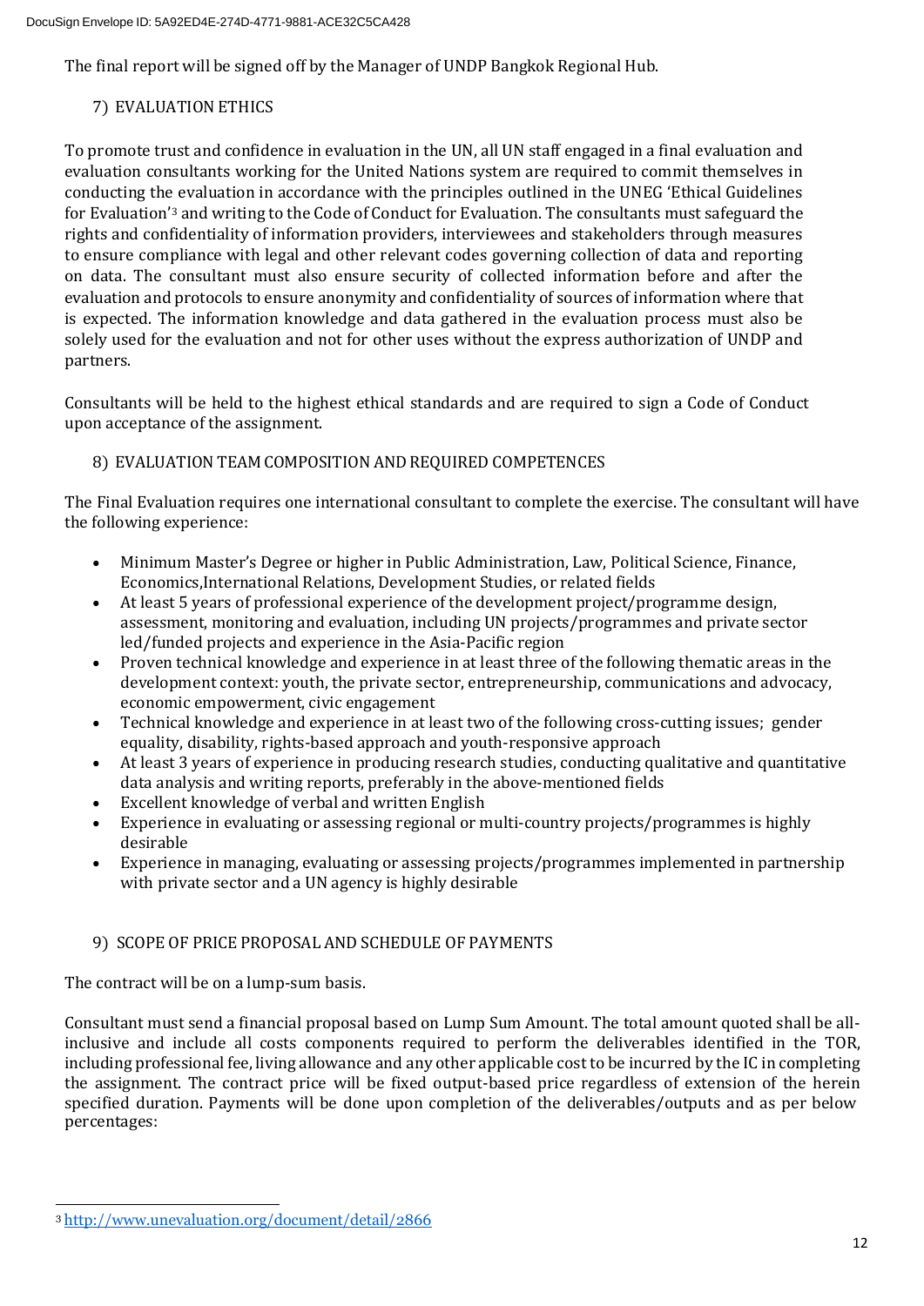The final report will be signed off by the Manager of UNDP Bangkok Regional Hub.

## 7) EVALUATION ETHICS

To promote trust and confidence in evaluation in the UN, all UN staff engaged in a final evaluation and evaluation consultants working for the United Nations system are required to commit themselves in conducting the evaluation in accordance with the principles outlined in the UNEG 'Ethical Guidelines for Evaluation'[3] and writing to the Code of Conduct for Evaluation. The consultants must safeguard the rights and confidentiality of information providers, interviewees and stakeholders through measures to ensure compliance with legal and other relevant codes governing collection of data and reporting on data. The consultant must also ensure security of collected information before and after the evaluation and protocols to ensure anonymity and confidentiality of sources of information where that is expected. The information knowledge and data gathered in the evaluation process must also be solely used for the evaluation and not for other uses without the express authorization of UNDP and partners.

Consultants will be held to the highest ethical standards and are required to sign a Code of Conduct upon acceptance of the assignment.

## 8) EVALUATION TEAM COMPOSITION AND REQUIRED COMPETENCES

The Final Evaluation requires one international consultant to complete the exercise. The consultant will have the following experience:

- Minimum Master's Degree or higher in Public Administration, Law, Political Science, Finance, Economics,International Relations, Development Studies, or related fields
- At least 5 years of professional experience of the development project/programme design, assessment, monitoring and evaluation, including UN projects/programmes and private sector led/funded projects and experience in the Asia-Pacific region
- Proven technical knowledge and experience in at least three of the following thematic areas in the development context: youth, the private sector, entrepreneurship, communications and advocacy, economic empowerment, civic engagement
- Technical knowledge and experience in at least two of the following cross-cutting issues; gender equality, disability, rights-based approach and youth-responsive approach
- At least 3 years of experience in producing research studies, conducting qualitative and quantitative data analysis and writing reports, preferably in the above-mentioned fields
- Excellent knowledge of verbal and written English
- Experience in evaluating or assessing regional or multi-country projects/programmes is highly desirable
- Experience in managing, evaluating or assessing projects/programmes implemented in partnership with private sector and a UN agency is highly desirable

## 9) SCOPE OF PRICE PROPOSAL AND SCHEDULE OF PAYMENTS

The contract will be on a lump-sum basis.

Consultant must send a financial proposal based on Lump Sum Amount. The total amount quoted shall be all-inclusive and include all costs components required to perform the deliverables identified in the TOR, including professional fee, living allowance and any other applicable cost to be incurred by the IC in completing the assignment. The contract price will be fixed output-based price regardless of extension of the herein specified duration. Payments will be done upon completion of the deliverables/outputs and as per below percentages:

---

[3] http://www.unevaluation.org/document/detail/2866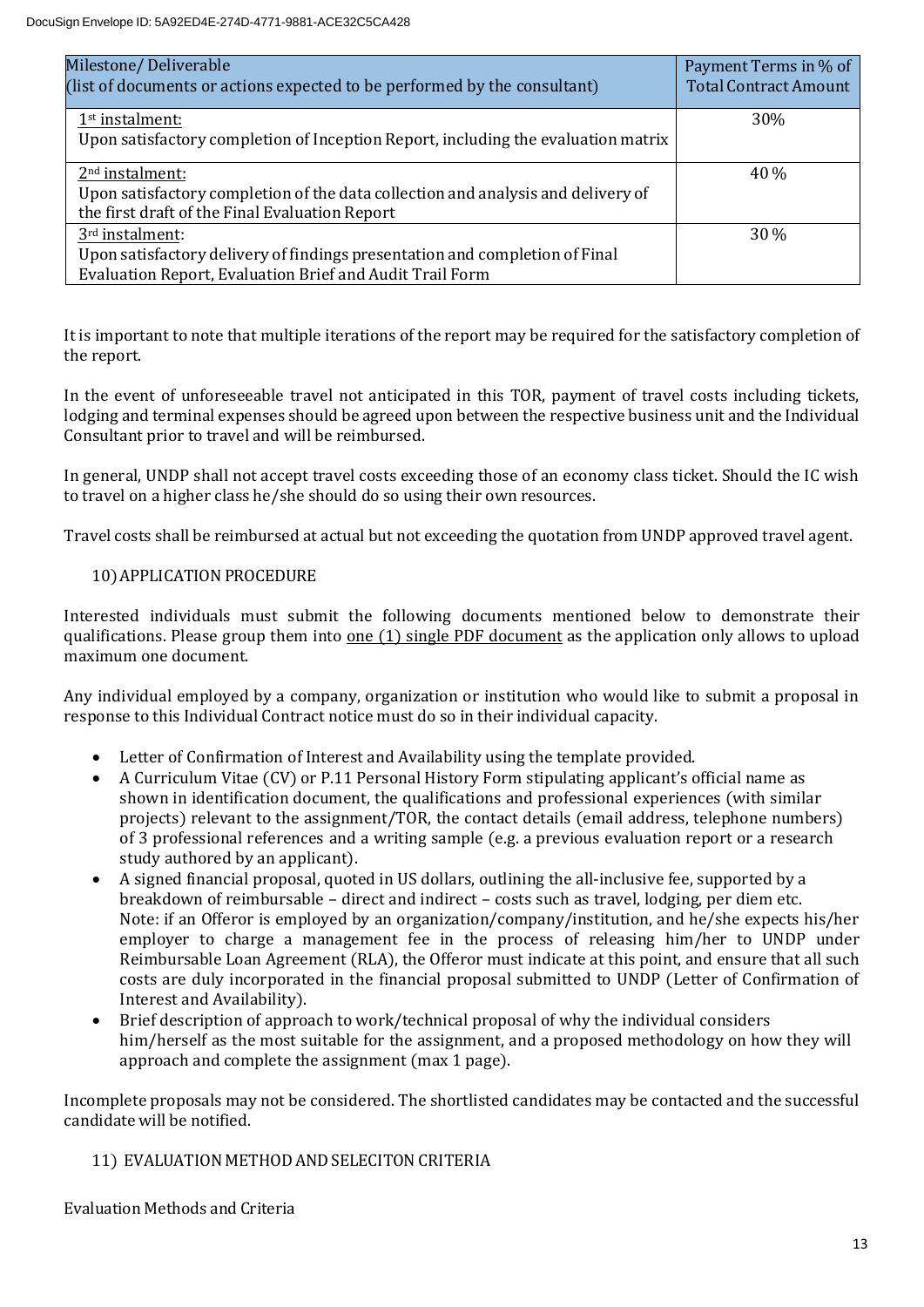| Milestone/ Deliverable (list of documents or actions expected to be performed by the consultant) | Payment Terms in % of Total Contract Amount |
|---|---|
| 1st instalment: Upon satisfactory completion of Inception Report, including the evaluation matrix | 30% |
| 2nd instalment: Upon satisfactory completion of the data collection and analysis and delivery of the first draft of the Final Evaluation Report | 40 % |
| 3rd instalment: Upon satisfactory delivery of findings presentation and completion of Final Evaluation Report, Evaluation Brief and Audit Trail Form | 30 % |

It is important to note that multiple iterations of the report may be required for the satisfactory completion of the report.

In the event of unforeseeable travel not anticipated in this TOR, payment of travel costs including tickets, lodging and terminal expenses should be agreed upon between the respective business unit and the Individual Consultant prior to travel and will be reimbursed.

In general, UNDP shall not accept travel costs exceeding those of an economy class ticket. Should the IC wish to travel on a higher class he/she should do so using their own resources.

Travel costs shall be reimbursed at actual but not exceeding the quotation from UNDP approved travel agent.

## 10) APPLICATION PROCEDURE

Interested individuals must submit the following documents mentioned below to demonstrate their qualifications. Please group them into one (1) single PDF document as the application only allows to upload maximum one document.

Any individual employed by a company, organization or institution who would like to submit a proposal in response to this Individual Contract notice must do so in their individual capacity.

- Letter of Confirmation of Interest and Availability using the template provided.
- A Curriculum Vitae (CV) or P.11 Personal History Form stipulating applicant's official name as shown in identification document, the qualifications and professional experiences (with similar projects) relevant to the assignment/TOR, the contact details (email address, telephone numbers) of 3 professional references and a writing sample (e.g. a previous evaluation report or a research study authored by an applicant).
- A signed financial proposal, quoted in US dollars, outlining the all-inclusive fee, supported by a breakdown of reimbursable – direct and indirect – costs such as travel, lodging, per diem etc. Note: if an Offeror is employed by an organization/company/institution, and he/she expects his/her employer to charge a management fee in the process of releasing him/her to UNDP under Reimbursable Loan Agreement (RLA), the Offeror must indicate at this point, and ensure that all such costs are duly incorporated in the financial proposal submitted to UNDP (Letter of Confirmation of Interest and Availability).
- Brief description of approach to work/technical proposal of why the individual considers him/herself as the most suitable for the assignment, and a proposed methodology on how they will approach and complete the assignment (max 1 page).

Incomplete proposals may not be considered. The shortlisted candidates may be contacted and the successful candidate will be notified.

## 11) EVALUATION METHOD AND SELECITON CRITERIA

Evaluation Methods and Criteria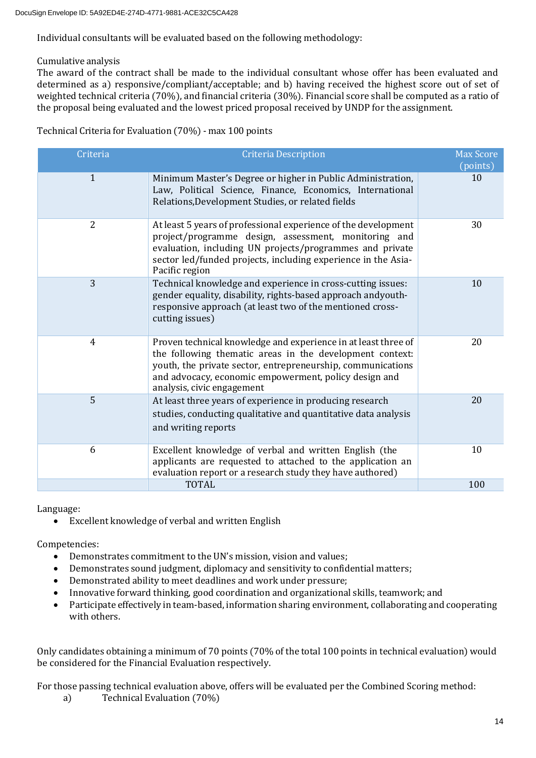Individual consultants will be evaluated based on the following methodology:

Cumulative analysis
The award of the contract shall be made to the individual consultant whose offer has been evaluated and determined as a) responsive/compliant/acceptable; and b) having received the highest score out of set of weighted technical criteria (70%), and financial criteria (30%). Financial score shall be computed as a ratio of the proposal being evaluated and the lowest priced proposal received by UNDP for the assignment.

Technical Criteria for Evaluation (70%) - max 100 points

| Criteria | Criteria Description | Max Score (points) |
|---|---|---|
| 1 | Minimum Master's Degree or higher in Public Administration, Law, Political Science, Finance, Economics, International Relations,Development Studies, or related fields | 10 |
| 2 | At least 5 years of professional experience of the development project/programme design, assessment, monitoring and evaluation, including UN projects/programmes and private sector led/funded projects, including experience in the Asia-Pacific region | 30 |
| 3 | Technical knowledge and experience in cross-cutting issues: gender equality, disability, rights-based approach andyouth-responsive approach (at least two of the mentioned cross-cutting issues) | 10 |
| 4 | Proven technical knowledge and experience in at least three of the following thematic areas in the development context: youth, the private sector, entrepreneurship, communications and advocacy, economic empowerment, policy design and analysis, civic engagement | 20 |
| 5 | At least three years of experience in producing research studies, conducting qualitative and quantitative data analysis and writing reports | 20 |
| 6 | Excellent knowledge of verbal and written English (the applicants are requested to attached to the application an evaluation report or a research study they have authored) | 10 |
| | TOTAL | 100 |

Language:

- Excellent knowledge of verbal and written English

Competencies:

- Demonstrates commitment to the UN's mission, vision and values;
- Demonstrates sound judgment, diplomacy and sensitivity to confidential matters;
- Demonstrated ability to meet deadlines and work under pressure;
- Innovative forward thinking, good coordination and organizational skills, teamwork; and
- Participate effectively in team-based, information sharing environment, collaborating and cooperating with others.

Only candidates obtaining a minimum of 70 points (70% of the total 100 points in technical evaluation) would be considered for the Financial Evaluation respectively.

For those passing technical evaluation above, offers will be evaluated per the Combined Scoring method:

a) Technical Evaluation (70%)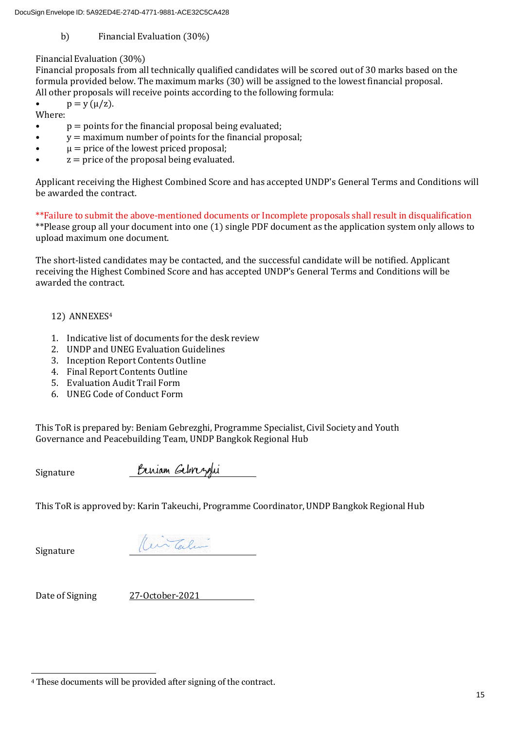b) Financial Evaluation (30%)

Financial Evaluation (30%)
Financial proposals from all technically qualified candidates will be scored out of 30 marks based on the formula provided below. The maximum marks (30) will be assigned to the lowest financial proposal. All other proposals will receive points according to the following formula:

- $p = y (\mu/z)$.

Where:

- $p$ = points for the financial proposal being evaluated;
- $y$ = maximum number of points for the financial proposal;
- $\mu$ = price of the lowest priced proposal;
- $z$ = price of the proposal being evaluated.

Applicant receiving the Highest Combined Score and has accepted UNDP's General Terms and Conditions will be awarded the contract.

**Failure to submit the above-mentioned documents or Incomplete proposals shall result in disqualification
**Please group all your document into one (1) single PDF document as the application system only allows to upload maximum one document.

The short-listed candidates may be contacted, and the successful candidate will be notified. Applicant receiving the Highest Combined Score and has accepted UNDP's General Terms and Conditions will be awarded the contract.

12) ANNEXES[4]

1. Indicative list of documents for the desk review
2. UNDP and UNEG Evaluation Guidelines
3. Inception Report Contents Outline
4. Final Report Contents Outline
5. Evaluation Audit Trail Form
6. UNEG Code of Conduct Form

This ToR is prepared by: Beniam Gebrezghi, Programme Specialist, Civil Society and Youth Governance and Peacebuilding Team, UNDP Bangkok Regional Hub

Signature Beniam Gebrezghi

This ToR is approved by: Karin Takeuchi, Programme Coordinator, UNDP Bangkok Regional Hub

Signature

Date of Signing 27-October-2021

[4] These documents will be provided after signing of the contract.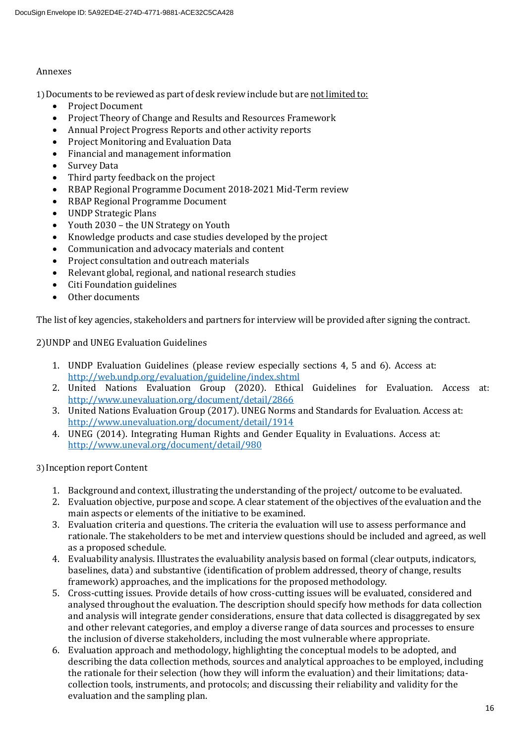Annexes

1) Documents to be reviewed as part of desk review include but are <u>not limited to:</u>

- Project Document
- Project Theory of Change and Results and Resources Framework
- Annual Project Progress Reports and other activity reports
- Project Monitoring and Evaluation Data
- Financial and management information
- Survey Data
- Third party feedback on the project
- RBAP Regional Programme Document 2018-2021 Mid-Term review
- RBAP Regional Programme Document
- UNDP Strategic Plans
- Youth 2030 – the UN Strategy on Youth
- Knowledge products and case studies developed by the project
- Communication and advocacy materials and content
- Project consultation and outreach materials
- Relevant global, regional, and national research studies
- Citi Foundation guidelines
- Other documents

The list of key agencies, stakeholders and partners for interview will be provided after signing the contract.

2) UNDP and UNEG Evaluation Guidelines

1. UNDP Evaluation Guidelines (please review especially sections 4, 5 and 6). Access at: http://web.undp.org/evaluation/guideline/index.shtml
2. United Nations Evaluation Group (2020). Ethical Guidelines for Evaluation. Access at: http://www.unevaluation.org/document/detail/2866
3. United Nations Evaluation Group (2017). UNEG Norms and Standards for Evaluation. Access at: http://www.unevaluation.org/document/detail/1914
4. UNEG (2014). Integrating Human Rights and Gender Equality in Evaluations. Access at: http://www.uneval.org/document/detail/980

3) Inception report Content

1. Background and context, illustrating the understanding of the project/ outcome to be evaluated.
2. Evaluation objective, purpose and scope. A clear statement of the objectives of the evaluation and the main aspects or elements of the initiative to be examined.
3. Evaluation criteria and questions. The criteria the evaluation will use to assess performance and rationale. The stakeholders to be met and interview questions should be included and agreed, as well as a proposed schedule.
4. Evaluability analysis. Illustrates the evaluability analysis based on formal (clear outputs, indicators, baselines, data) and substantive (identification of problem addressed, theory of change, results framework) approaches, and the implications for the proposed methodology.
5. Cross-cutting issues. Provide details of how cross-cutting issues will be evaluated, considered and analysed throughout the evaluation. The description should specify how methods for data collection and analysis will integrate gender considerations, ensure that data collected is disaggregated by sex and other relevant categories, and employ a diverse range of data sources and processes to ensure the inclusion of diverse stakeholders, including the most vulnerable where appropriate.
6. Evaluation approach and methodology, highlighting the conceptual models to be adopted, and describing the data collection methods, sources and analytical approaches to be employed, including the rationale for their selection (how they will inform the evaluation) and their limitations; data-collection tools, instruments, and protocols; and discussing their reliability and validity for the evaluation and the sampling plan.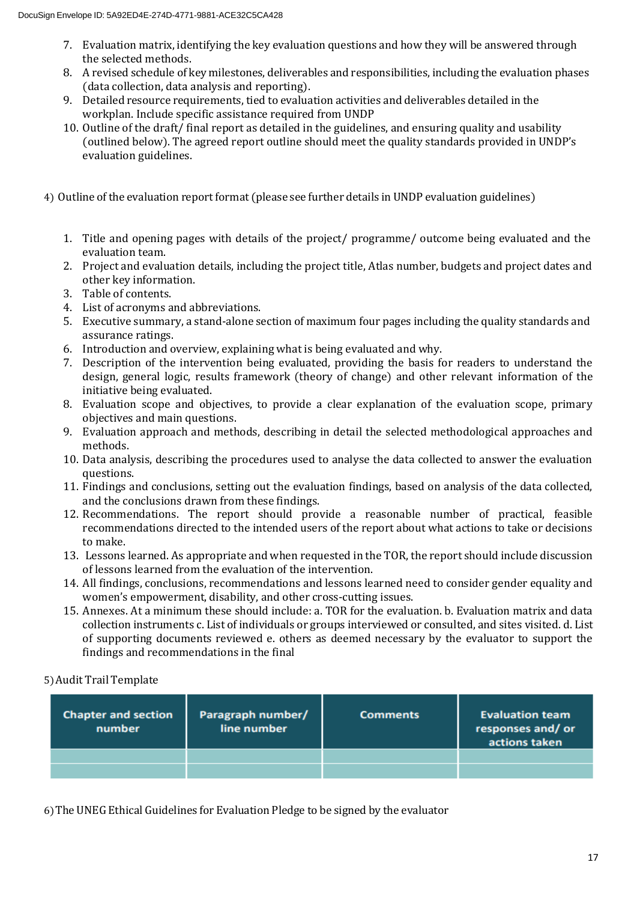7. Evaluation matrix, identifying the key evaluation questions and how they will be answered through the selected methods.
8. A revised schedule of key milestones, deliverables and responsibilities, including the evaluation phases (data collection, data analysis and reporting).
9. Detailed resource requirements, tied to evaluation activities and deliverables detailed in the workplan. Include specific assistance required from UNDP
10. Outline of the draft/ final report as detailed in the guidelines, and ensuring quality and usability (outlined below). The agreed report outline should meet the quality standards provided in UNDP's evaluation guidelines.

4) Outline of the evaluation report format (please see further details in UNDP evaluation guidelines)

1. Title and opening pages with details of the project/ programme/ outcome being evaluated and the evaluation team.
2. Project and evaluation details, including the project title, Atlas number, budgets and project dates and other key information.
3. Table of contents.
4. List of acronyms and abbreviations.
5. Executive summary, a stand-alone section of maximum four pages including the quality standards and assurance ratings.
6. Introduction and overview, explaining what is being evaluated and why.
7. Description of the intervention being evaluated, providing the basis for readers to understand the design, general logic, results framework (theory of change) and other relevant information of the initiative being evaluated.
8. Evaluation scope and objectives, to provide a clear explanation of the evaluation scope, primary objectives and main questions.
9. Evaluation approach and methods, describing in detail the selected methodological approaches and methods.
10. Data analysis, describing the procedures used to analyse the data collected to answer the evaluation questions.
11. Findings and conclusions, setting out the evaluation findings, based on analysis of the data collected, and the conclusions drawn from these findings.
12. Recommendations. The report should provide a reasonable number of practical, feasible recommendations directed to the intended users of the report about what actions to take or decisions to make.
13. Lessons learned. As appropriate and when requested in the TOR, the report should include discussion of lessons learned from the evaluation of the intervention.
14. All findings, conclusions, recommendations and lessons learned need to consider gender equality and women's empowerment, disability, and other cross-cutting issues.
15. Annexes. At a minimum these should include: a. TOR for the evaluation. b. Evaluation matrix and data collection instruments c. List of individuals or groups interviewed or consulted, and sites visited. d. List of supporting documents reviewed e. others as deemed necessary by the evaluator to support the findings and recommendations in the final

5) Audit Trail Template

| Chapter and section number | Paragraph number/ line number | Comments | Evaluation team responses and/ or actions taken |
|---|---|---|---|
| | | | |
| | | | |

6) The UNEG Ethical Guidelines for Evaluation Pledge to be signed by the evaluator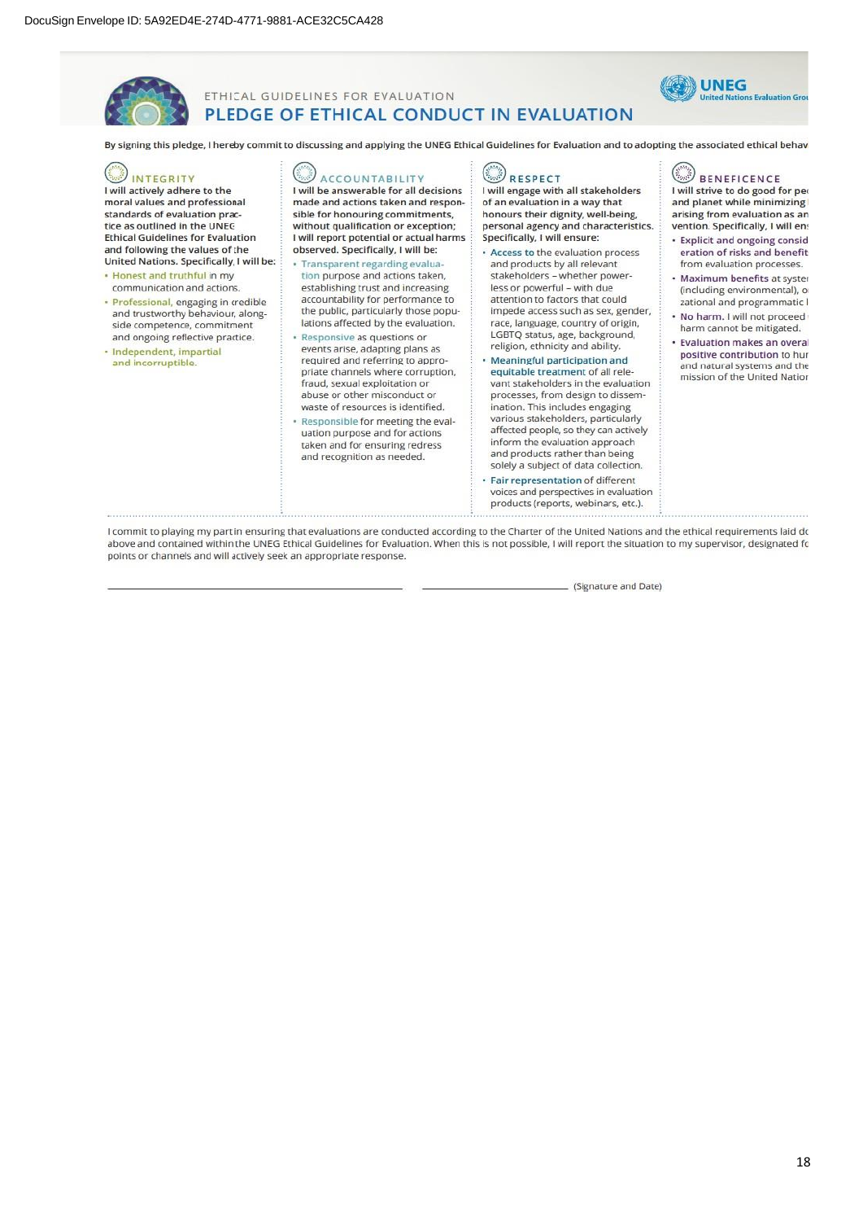DocuSign Envelope ID: 5A92ED4E-274D-4771-9881-ACE32C5CA428

ETHICAL GUIDELINES FOR EVALUATION

# PLEDGE OF ETHICAL CONDUCT IN EVALUATION

UNEG United Nations Evaluation Grou

**By signing this pledge, I hereby commit to discussing and applying the UNEG Ethical Guidelines for Evaluation and to adopting the associated ethical behav**

## INTEGRITY

**I will actively adhere to the moral values and professional standards of evaluation practice as outlined in the UNEG Ethical Guidelines for Evaluation and following the values of the United Nations. Specifically, I will be:**

- **Honest and truthful** in my communication and actions.
- **Professional**, engaging in credible and trustworthy behaviour, alongside competence, commitment and ongoing reflective practice.
- **Independent, impartial and incorruptible.**

## ACCOUNTABILITY

**I will be answerable for all decisions made and actions taken and responsible for honouring commitments, without qualification or exception; I will report potential or actual harms observed. Specifically, I will be:**

- **Transparent regarding evaluation** purpose and actions taken, establishing trust and increasing accountability for performance to the public, particularly those populations affected by the evaluation.
- **Responsive** as questions or events arise, adapting plans as required and referring to appropriate channels where corruption, fraud, sexual exploitation or abuse or other misconduct or waste of resources is identified.
- **Responsible** for meeting the evaluation purpose and for actions taken and for ensuring redress and recognition as needed.

## RESPECT

**I will engage with all stakeholders of an evaluation in a way that honours their dignity, well-being, personal agency and characteristics. Specifically, I will ensure:**

- **Access to** the evaluation process and products by all relevant stakeholders – whether powerless or powerful – with due attention to factors that could impede access such as sex, gender, race, language, country of origin, LGBTQ status, age, background, religion, ethnicity and ability.
- **Meaningful participation and equitable treatment** of all relevant stakeholders in the evaluation processes, from design to dissemination. This includes engaging various stakeholders, particularly affected people, so they can actively inform the evaluation approach and products rather than being solely a subject of data collection.
- **Fair representation** of different voices and perspectives in evaluation products (reports, webinars, etc.).

## BENEFICENCE

**I will strive to do good for pe and planet while minimizing arising from evaluation as an vention. Specifically, I will ens**

- **Explicit and ongoing consid eration of risks and benefit** from evaluation processes.
- **Maximum benefits** at syste (including environmental), o zational and programmatic l
- **No harm.** I will not proceed harm cannot be mitigated.
- **Evaluation makes an overal positive contribution** to hur and natural systems and the mission of the United Natior

I commit to playing my part in ensuring that evaluations are conducted according to the Charter of the United Nations and the ethical requirements laid dc above and contained within the UNEG Ethical Guidelines for Evaluation. When this is not possible, I will report the situation to my supervisor, designated fc points or channels and will actively seek an appropriate response.

\_\_\_\_\_\_\_\_\_\_\_\_\_\_\_\_\_\_\_\_\_\_\_\_\_\_\_\_\_\_ \_\_\_\_\_\_\_\_\_\_\_\_\_\_\_\_\_\_\_\_ (Signature and Date)